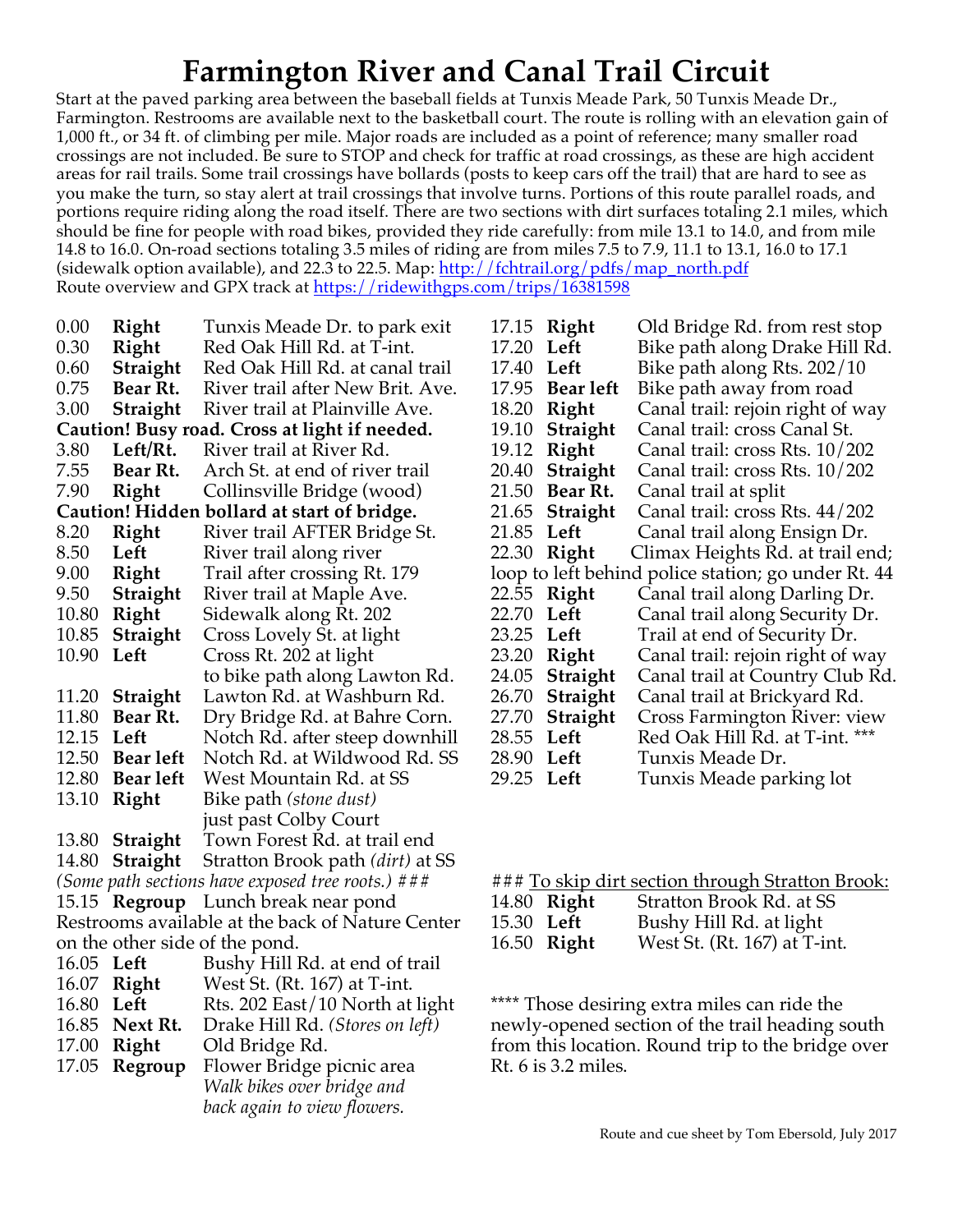# Farmington River and Canal Trail Circuit

Start at the paved parking area between the baseball fields at Tunxis Meade Park, 50 Tunxis Meade Dr., Farmington. Restrooms are available next to the basketball court. The route is rolling with an elevation gain of 1,000 ft., or 34 ft. of climbing per mile. Major roads are included as a point of reference; many smaller road crossings are not included. Be sure to STOP and check for traffic at road crossings, as these are high accident areas for rail trails. Some trail crossings have bollards (posts to keep cars off the trail) that are hard to see as you make the turn, so stay alert at trail crossings that involve turns. Portions of this route parallel roads, and portions require riding along the road itself. There are two sections with dirt surfaces totaling 2.1 miles, which should be fine for people with road bikes, provided they ride carefully: from mile 13.1 to 14.0, and from mile 14.8 to 16.0. On-road sections totaling 3.5 miles of riding are from miles 7.5 to 7.9, 11.1 to 13.1, 16.0 to 17.1 (sidewalk option available), and 22.3 to 22.5. Map: http://fchtrail.org/pdfs/map_north.pdf
Route overview and GPX track at https://ridewithgps.com/trips/16381598

| Mile | Turn | Description |
|---|---|---|
| 0.00 | **Right** | Tunxis Meade Dr. to park exit |
| 0.30 | **Right** | Red Oak Hill Rd. at T-int. |
| 0.60 | **Straight** | Red Oak Hill Rd. at canal trail |
| 0.75 | **Bear Rt.** | River trail after New Brit. Ave. |
| 3.00 | **Straight** | River trail at Plainville Ave. |
| **Caution! Busy road. Cross at light if needed.** | | |
| 3.80 | **Left/Rt.** | River trail at River Rd. |
| 7.55 | **Bear Rt.** | Arch St. at end of river trail |
| 7.90 | **Right** | Collinsville Bridge (wood) |
| **Caution! Hidden bollard at start of bridge.** | | |
| 8.20 | **Right** | River trail AFTER Bridge St. |
| 8.50 | **Left** | River trail along river |
| 9.00 | **Right** | Trail after crossing Rt. 179 |
| 9.50 | **Straight** | River trail at Maple Ave. |
| 10.80 | **Right** | Sidewalk along Rt. 202 |
| 10.85 | **Straight** | Cross Lovely St. at light |
| 10.90 | **Left** | Cross Rt. 202 at light to bike path along Lawton Rd. |
| 11.20 | **Straight** | Lawton Rd. at Washburn Rd. |
| 11.80 | **Bear Rt.** | Dry Bridge Rd. at Bahre Corn. |
| 12.15 | **Left** | Notch Rd. after steep downhill |
| 12.50 | **Bear left** | Notch Rd. at Wildwood Rd. SS |
| 12.80 | **Bear left** | West Mountain Rd. at SS |
| 13.10 | **Right** | Bike path *(stone dust)* just past Colby Court |
| 13.80 | **Straight** | Town Forest Rd. at trail end |
| 14.80 | **Straight** | Stratton Brook path *(dirt)* at SS |
| *(Some path sections have exposed tree roots.)* ### | | |
| 15.15 | **Regroup** | Lunch break near pond |
| Restrooms available at the back of Nature Center on the other side of the pond. | | |
| 16.05 | **Left** | Bushy Hill Rd. at end of trail |
| 16.07 | **Right** | West St. (Rt. 167) at T-int. |
| 16.80 | **Left** | Rts. 202 East/10 North at light |
| 16.85 | **Next Rt.** | Drake Hill Rd. *(Stores on left)* |
| 17.00 | **Right** | Old Bridge Rd. |
| 17.05 | **Regroup** | Flower Bridge picnic area *Walk bikes over bridge and back again to view flowers.* |
| 17.15 | **Right** | Old Bridge Rd. from rest stop |
| 17.20 | **Left** | Bike path along Drake Hill Rd. |
| 17.40 | **Left** | Bike path along Rts. 202/10 |
| 17.95 | **Bear left** | Bike path away from road |
| 18.20 | **Right** | Canal trail: rejoin right of way |
| 19.10 | **Straight** | Canal trail: cross Canal St. |
| 19.12 | **Right** | Canal trail: cross Rts. 10/202 |
| 20.40 | **Straight** | Canal trail: cross Rts. 10/202 |
| 21.50 | **Bear Rt.** | Canal trail at split |
| 21.65 | **Straight** | Canal trail: cross Rts. 44/202 |
| 21.85 | **Left** | Canal trail along Ensign Dr. |
| 22.30 | **Right** | Climax Heights Rd. at trail end; loop to left behind police station; go under Rt. 44 |
| 22.55 | **Right** | Canal trail along Darling Dr. |
| 22.70 | **Left** | Canal trail along Security Dr. |
| 23.25 | **Left** | Trail at end of Security Dr. |
| 23.20 | **Right** | Canal trail: rejoin right of way |
| 24.05 | **Straight** | Canal trail at Country Club Rd. |
| 26.70 | **Straight** | Canal trail at Brickyard Rd. |
| 27.70 | **Straight** | Cross Farmington River: view |
| 28.55 | **Left** | Red Oak Hill Rd. at T-int. *** |
| 28.90 | **Left** | Tunxis Meade Dr. |
| 29.25 | **Left** | Tunxis Meade parking lot |

### <u>To skip dirt section through Stratton Brook:</u>

| Mile | Turn | Description |
|---|---|---|
| 14.80 | **Right** | Stratton Brook Rd. at SS |
| 15.30 | **Left** | Bushy Hill Rd. at light |
| 16.50 | **Right** | West St. (Rt. 167) at T-int. |

**** Those desiring extra miles can ride the newly-opened section of the trail heading south from this location. Round trip to the bridge over Rt. 6 is 3.2 miles.

Route and cue sheet by Tom Ebersold, July 2017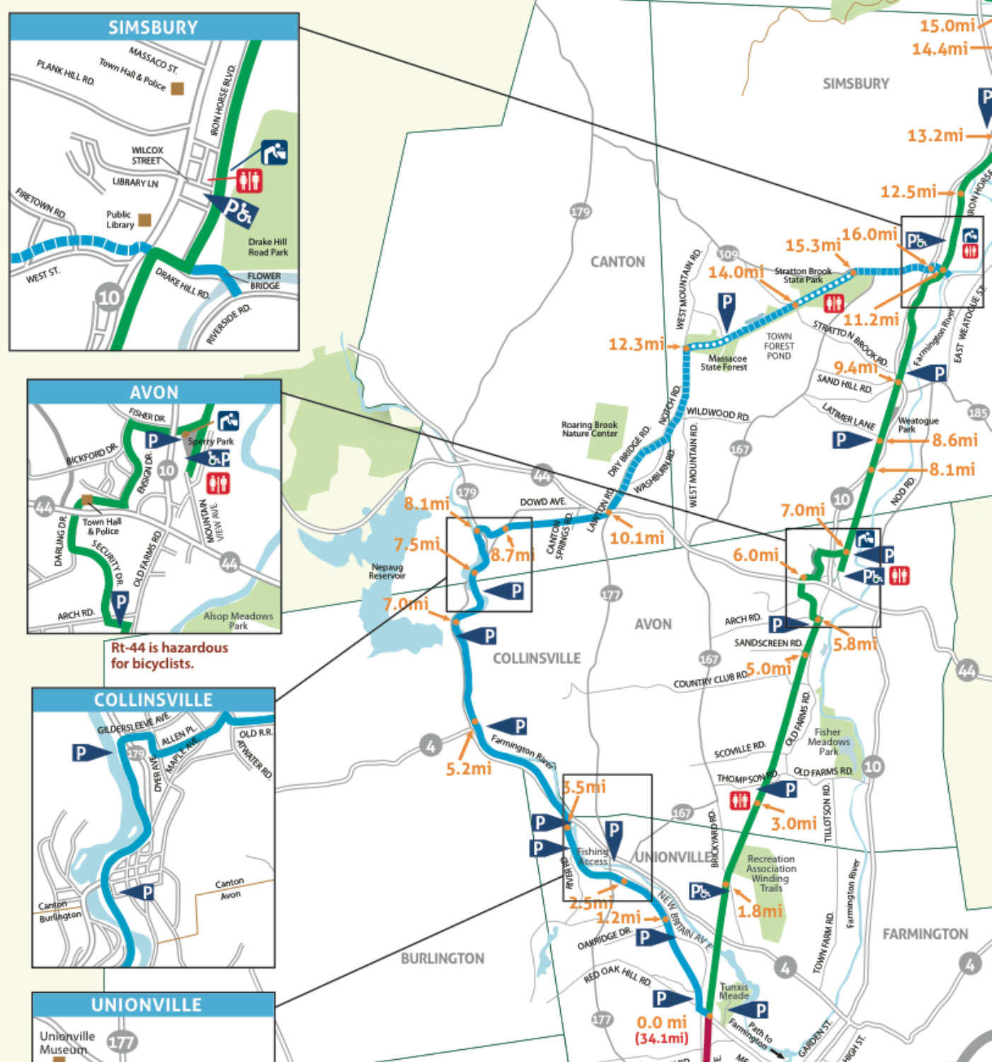## SIMSBURY

MASSACO ST.

Town Hall & Police

PLANK HILL RD.

IRON HORSE BLVD.

WILCOX STREET

LIBRARY LN

FIRETOWN RD.

Public Library

WEST ST.

10

DRAKE HILL RD.

Drake Hill Road Park

FLOWER BRIDGE

RIVERSIDE RD.

## AVON

FISHER DR.

Sperry Park

BICKFORD DR.

ENSIGN DR.

10

44

Town Hall & Police

DARLING DR.

SECURITY DR.

OLD FARMS RD.

MOUNTAIN VIEW AVE.

44

ARCH RD.

Alsop Meadows Park

**Rt-44 is hazardous for bicyclists.**

## COLLINSVILLE

GILDERSLEEVE AVE.

ALLEN PL.

OLD R.R.

179

DYER AVE.

MAPLE AVE.

ATWATER RD.

Canton

Avon

Canton

Burlington

## UNIONVILLE

Unionville Museum

177

SIMSBURY

15.0mi

14.4mi

13.2mi

12.5mi

IRON HORSE

16.0mi

15.3mi

14.0mi

309

Stratton Brook State Park

11.2mi

EAST WEATOGUE ST.

Farmington River

TOWN FOREST POND

STRATTON BROOK RD.

12.3mi

Massacoe State Forest

9.4mi

SAND HILL RD.

WEST MOUNTAIN RD.

179

CANTON

NOTCH RD.

WILDWOOD RD.

LATIMER LANE

Weatogue Park

185

8.6mi

Roaring Brook Nature Center

DRY BRIDGE RD.

WASHBURN RD.

WEST MOUNTAIN RD.

167

8.1mi

NOD RD.

44

7.0mi

10

8.1mi

179

DOWD AVE.

LAWTON RD.

10.1mi

CANTON SPRINGS RD.

7.5mi

8.7mi

Nepaug Reservoir

6.0mi

7.0mi

177

AVON

ARCH RD.

5.8mi

SANDSCREEN RD.

COLLINSVILLE

167

COUNTRY CLUB RD.

5.0mi

44

OLD FARMS RD.

Fisher Meadows Park

4

5.2mi

Farmington River

SCOVILLE RD.

OLD FARMS RD.

10

THOMPSON RD.

3.0mi

3.5mi

167

TILLOTSON RD.

Fishing Access

UNIONVILLE

BRICKYARD RD.

Recreation Association Winding Trails

RIVER RD.

2.5mi

NEW BRITAIN AVE

1.8mi

Farmington River

1.2mi

OAKRIDGE DR.

FARMINGTON

TOWN FARM RD.

BURLINGTON

RED OAK HILL RD.

4

4

Tunxis Meade

177

0.0 mi

(34.1mi)

Path to Farmington

GARDEN ST.

HIGH ST.